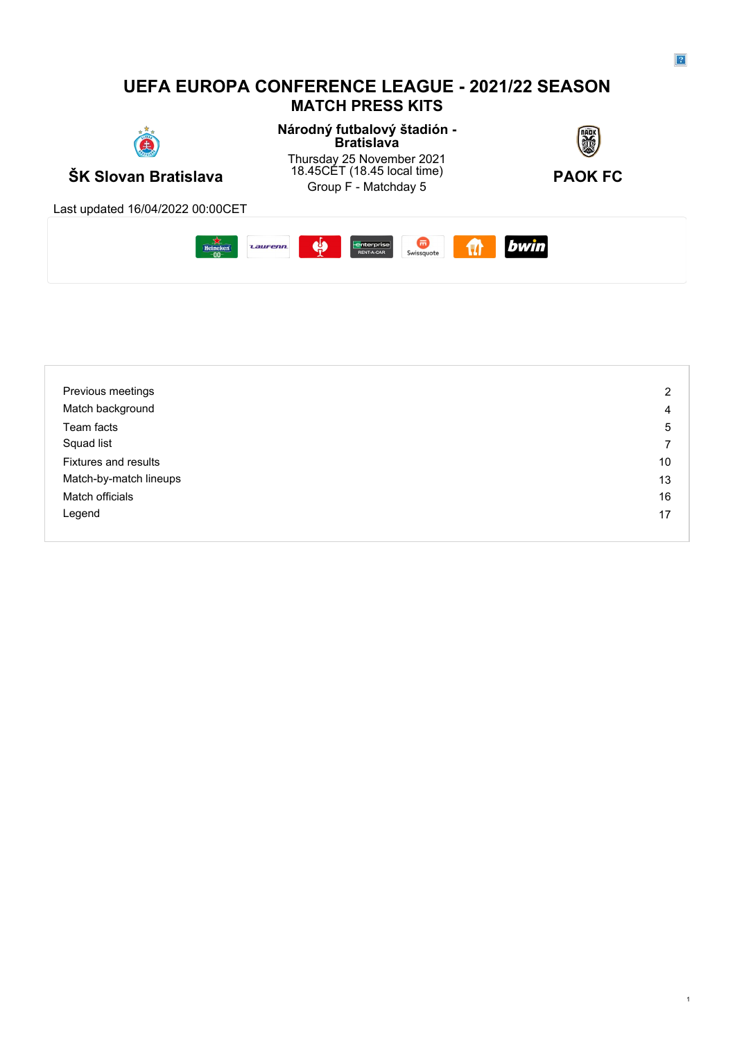# UEFA EUROPA CONFERENCE LEAGUE - 2021/22 SEASON

## MATCH PRESS KITS

**ŠK Slovan Bratislava**

**Národný futbalový štadión - Bratislava**

Thursday 25 November 2021
18.45CET (18.45 local time)
Group F - Matchday 5

**PAOK FC**

Last updated 16/04/2022 00:00CET

| | |
|---|---|
| Previous meetings | 2 |
| Match background | 4 |
| Team facts | 5 |
| Squad list | 7 |
| Fixtures and results | 10 |
| Match-by-match lineups | 13 |
| Match officials | 16 |
| Legend | 17 |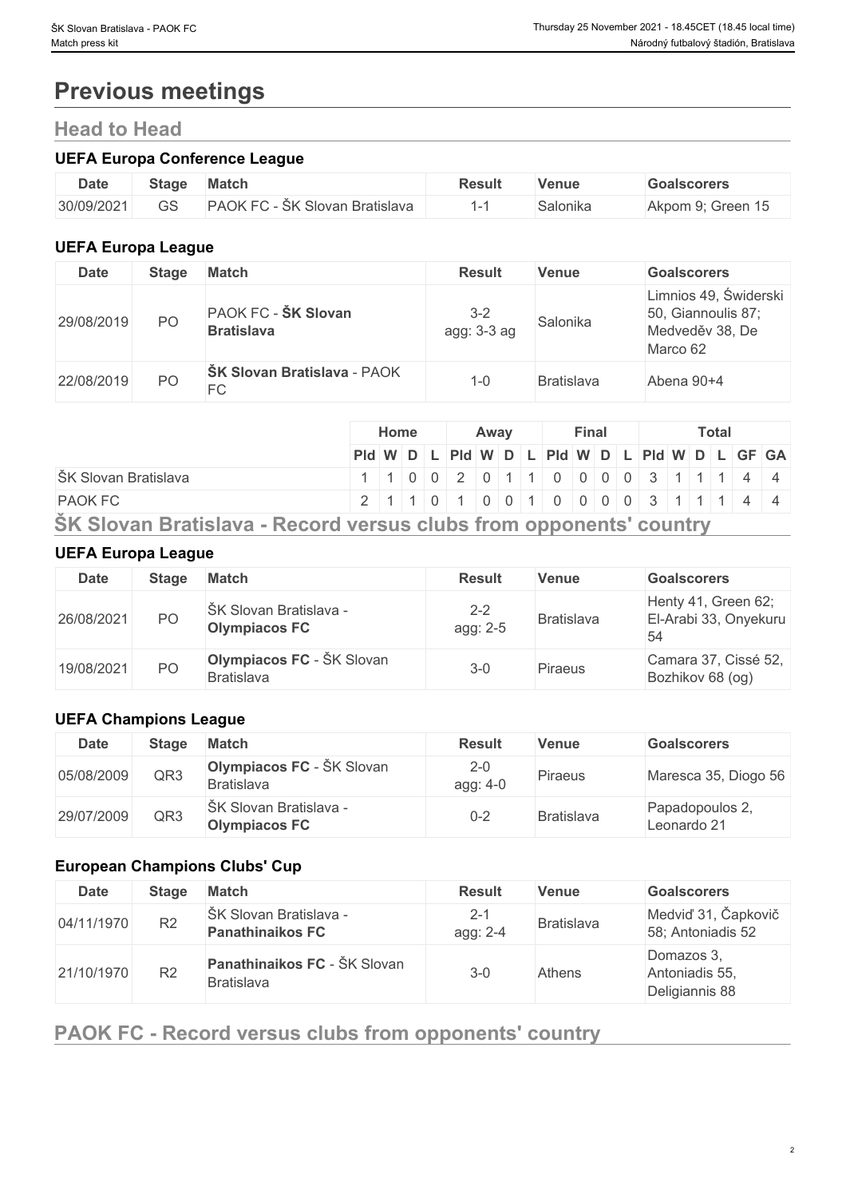# Previous meetings

## Head to Head

### UEFA Europa Conference League

| Date | Stage | Match | Result | Venue | Goalscorers |
|---|---|---|---|---|---|
| 30/09/2021 | GS | PAOK FC - ŠK Slovan Bratislava | 1-1 | Salonika | Akpom 9; Green 15 |

### UEFA Europa League

| Date | Stage | Match | Result | Venue | Goalscorers |
|---|---|---|---|---|---|
| 29/08/2019 | PO | PAOK FC - **ŠK Slovan Bratislava** | 3-2 agg: 3-3 ag | Salonika | Limnios 49, Świderski 50, Giannoulis 87; Medveděv 38, De Marco 62 |
| 22/08/2019 | PO | **ŠK Slovan Bratislava** - PAOK FC | 1-0 | Bratislava | Abena 90+4 |

| | Home | | | | Away | | | | Final | | | | Total | | | | | |
|---|---|---|---|---|---|---|---|---|---|---|---|---|---|---|---|---|---|---|
| | Pld | W | D | L | Pld | W | D | L | Pld | W | D | L | Pld | W | D | L | GF | GA |
| ŠK Slovan Bratislava | 1 | 1 | 0 | 0 | 2 | 0 | 1 | 1 | 0 | 0 | 0 | 0 | 3 | 1 | 1 | 1 | 4 | 4 |
| PAOK FC | 2 | 1 | 1 | 0 | 1 | 0 | 0 | 1 | 0 | 0 | 0 | 0 | 3 | 1 | 1 | 1 | 4 | 4 |

## ŠK Slovan Bratislava - Record versus clubs from opponents' country

### UEFA Europa League

| Date | Stage | Match | Result | Venue | Goalscorers |
|---|---|---|---|---|---|
| 26/08/2021 | PO | ŠK Slovan Bratislava - **Olympiacos FC** | 2-2 agg: 2-5 | Bratislava | Henty 41, Green 62; El-Arabi 33, Onyekuru 54 |
| 19/08/2021 | PO | **Olympiacos FC** - ŠK Slovan Bratislava | 3-0 | Piraeus | Camara 37, Cissé 52, Bozhikov 68 (og) |

### UEFA Champions League

| Date | Stage | Match | Result | Venue | Goalscorers |
|---|---|---|---|---|---|
| 05/08/2009 | QR3 | **Olympiacos FC** - ŠK Slovan Bratislava | 2-0 agg: 4-0 | Piraeus | Maresca 35, Diogo 56 |
| 29/07/2009 | QR3 | ŠK Slovan Bratislava - **Olympiacos FC** | 0-2 | Bratislava | Papadopoulos 2, Leonardo 21 |

### European Champions Clubs' Cup

| Date | Stage | Match | Result | Venue | Goalscorers |
|---|---|---|---|---|---|
| 04/11/1970 | R2 | ŠK Slovan Bratislava - **Panathinaikos FC** | 2-1 agg: 2-4 | Bratislava | Medviď 31, Čapkovič 58; Antoniadis 52 |
| 21/10/1970 | R2 | **Panathinaikos FC** - ŠK Slovan Bratislava | 3-0 | Athens | Domazos 3, Antoniadis 55, Deligiannis 88 |

## PAOK FC - Record versus clubs from opponents' country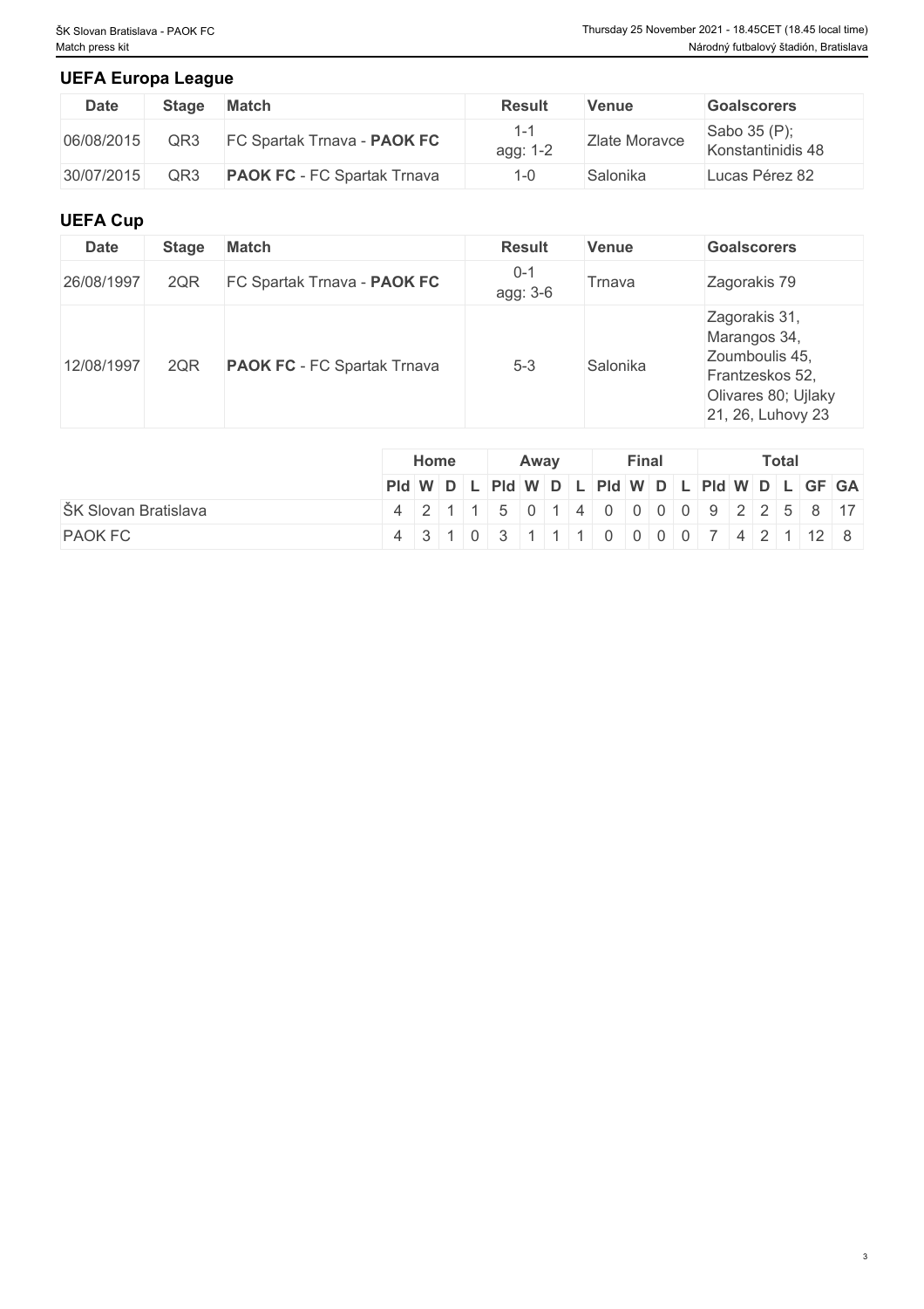## UEFA Europa League

| Date | Stage | Match | Result | Venue | Goalscorers |
| --- | --- | --- | --- | --- | --- |
| 06/08/2015 | QR3 | FC Spartak Trnava - **PAOK FC** | 1-1 agg: 1-2 | Zlate Moravce | Sabo 35 (P); Konstantinidis 48 |
| 30/07/2015 | QR3 | **PAOK FC** - FC Spartak Trnava | 1-0 | Salonika | Lucas Pérez 82 |

## UEFA Cup

| Date | Stage | Match | Result | Venue | Goalscorers |
| --- | --- | --- | --- | --- | --- |
| 26/08/1997 | 2QR | FC Spartak Trnava - **PAOK FC** | 0-1 agg: 3-6 | Trnava | Zagorakis 79 |
| 12/08/1997 | 2QR | **PAOK FC** - FC Spartak Trnava | 5-3 | Salonika | Zagorakis 31, Marangos 34, Zoumboulis 45, Frantzeskos 52, Olivares 80; Ujlaky 21, 26, Luhovy 23 |

| | Home | | | | Away | | | | Final | | | | Total | | | | | |
| --- | --- | --- | --- | --- | --- | --- | --- | --- | --- | --- | --- | --- | --- | --- | --- | --- | --- | --- |
| | Pld | W | D | L | Pld | W | D | L | Pld | W | D | L | Pld | W | D | L | GF | GA |
| ŠK Slovan Bratislava | 4 | 2 | 1 | 1 | 5 | 0 | 1 | 4 | 0 | 0 | 0 | 0 | 9 | 2 | 2 | 5 | 8 | 17 |
| PAOK FC | 4 | 3 | 1 | 0 | 3 | 1 | 1 | 1 | 0 | 0 | 0 | 0 | 7 | 4 | 2 | 1 | 12 | 8 |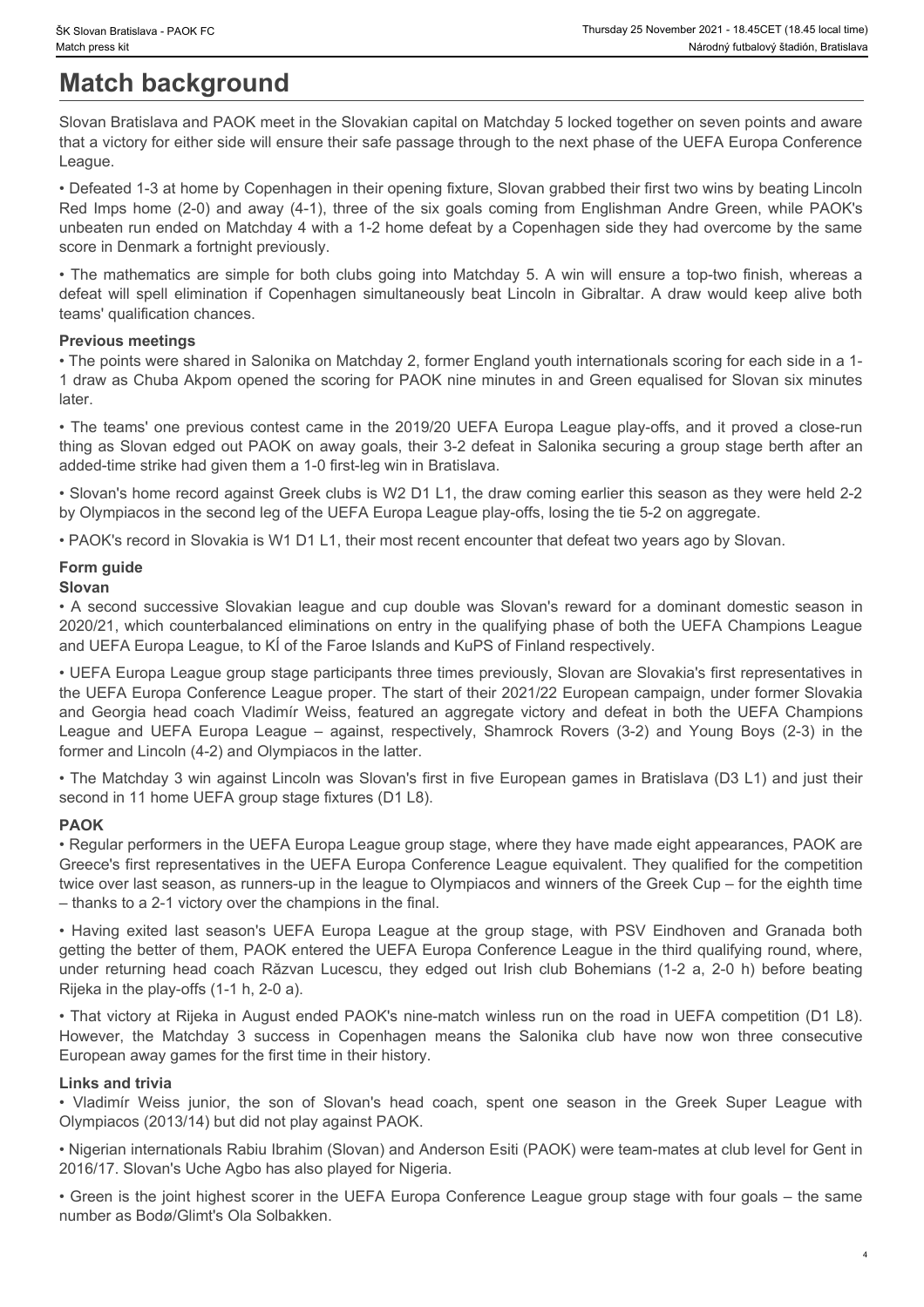# Match background

Slovan Bratislava and PAOK meet in the Slovakian capital on Matchday 5 locked together on seven points and aware that a victory for either side will ensure their safe passage through to the next phase of the UEFA Europa Conference League.

• Defeated 1-3 at home by Copenhagen in their opening fixture, Slovan grabbed their first two wins by beating Lincoln Red Imps home (2-0) and away (4-1), three of the six goals coming from Englishman Andre Green, while PAOK's unbeaten run ended on Matchday 4 with a 1-2 home defeat by a Copenhagen side they had overcome by the same score in Denmark a fortnight previously.

• The mathematics are simple for both clubs going into Matchday 5. A win will ensure a top-two finish, whereas a defeat will spell elimination if Copenhagen simultaneously beat Lincoln in Gibraltar. A draw would keep alive both teams' qualification chances.

### Previous meetings

• The points were shared in Salonika on Matchday 2, former England youth internationals scoring for each side in a 1-1 draw as Chuba Akpom opened the scoring for PAOK nine minutes in and Green equalised for Slovan six minutes later.

• The teams' one previous contest came in the 2019/20 UEFA Europa League play-offs, and it proved a close-run thing as Slovan edged out PAOK on away goals, their 3-2 defeat in Salonika securing a group stage berth after an added-time strike had given them a 1-0 first-leg win in Bratislava.

• Slovan's home record against Greek clubs is W2 D1 L1, the draw coming earlier this season as they were held 2-2 by Olympiacos in the second leg of the UEFA Europa League play-offs, losing the tie 5-2 on aggregate.

• PAOK's record in Slovakia is W1 D1 L1, their most recent encounter that defeat two years ago by Slovan.

### Form guide

**Slovan**

• A second successive Slovakian league and cup double was Slovan's reward for a dominant domestic season in 2020/21, which counterbalanced eliminations on entry in the qualifying phase of both the UEFA Champions League and UEFA Europa League, to KÍ of the Faroe Islands and KuPS of Finland respectively.

• UEFA Europa League group stage participants three times previously, Slovan are Slovakia's first representatives in the UEFA Europa Conference League proper. The start of their 2021/22 European campaign, under former Slovakia and Georgia head coach Vladimír Weiss, featured an aggregate victory and defeat in both the UEFA Champions League and UEFA Europa League – against, respectively, Shamrock Rovers (3-2) and Young Boys (2-3) in the former and Lincoln (4-2) and Olympiacos in the latter.

• The Matchday 3 win against Lincoln was Slovan's first in five European games in Bratislava (D3 L1) and just their second in 11 home UEFA group stage fixtures (D1 L8).

**PAOK**

• Regular performers in the UEFA Europa League group stage, where they have made eight appearances, PAOK are Greece's first representatives in the UEFA Europa Conference League equivalent. They qualified for the competition twice over last season, as runners-up in the league to Olympiacos and winners of the Greek Cup – for the eighth time – thanks to a 2-1 victory over the champions in the final.

• Having exited last season's UEFA Europa League at the group stage, with PSV Eindhoven and Granada both getting the better of them, PAOK entered the UEFA Europa Conference League in the third qualifying round, where, under returning head coach Răzvan Lucescu, they edged out Irish club Bohemians (1-2 a, 2-0 h) before beating Rijeka in the play-offs (1-1 h, 2-0 a).

• That victory at Rijeka in August ended PAOK's nine-match winless run on the road in UEFA competition (D1 L8). However, the Matchday 3 success in Copenhagen means the Salonika club have now won three consecutive European away games for the first time in their history.

### Links and trivia

• Vladimír Weiss junior, the son of Slovan's head coach, spent one season in the Greek Super League with Olympiacos (2013/14) but did not play against PAOK.

• Nigerian internationals Rabiu Ibrahim (Slovan) and Anderson Esiti (PAOK) were team-mates at club level for Gent in 2016/17. Slovan's Uche Agbo has also played for Nigeria.

• Green is the joint highest scorer in the UEFA Europa Conference League group stage with four goals – the same number as Bodø/Glimt's Ola Solbakken.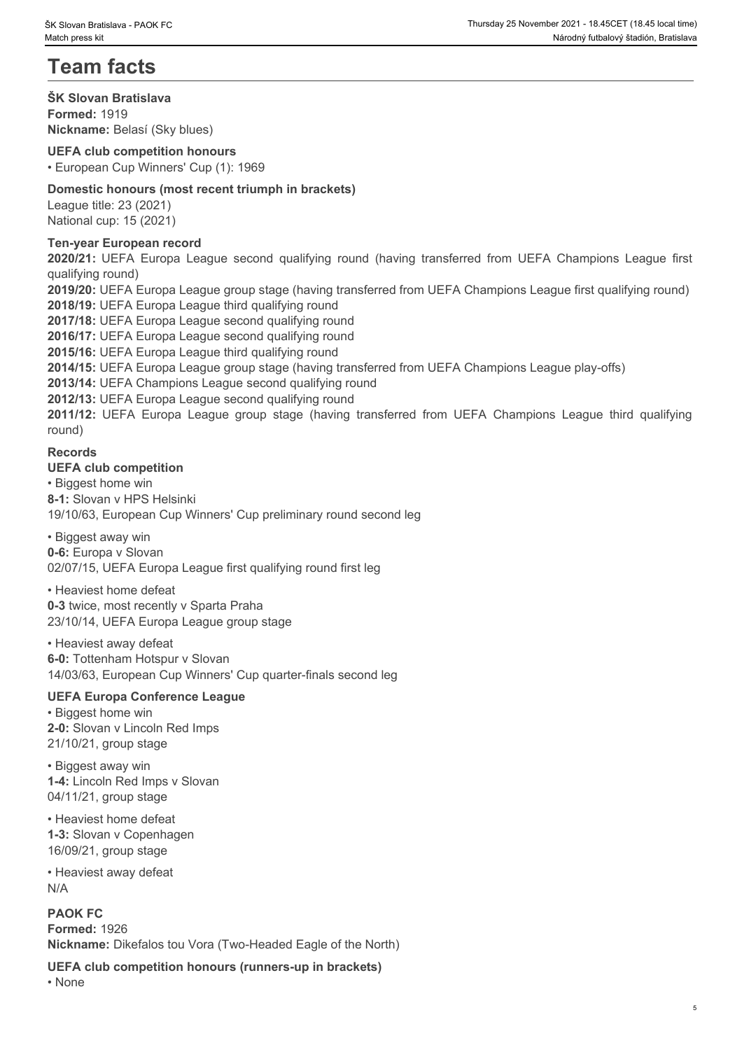# Team facts

## ŠK Slovan Bratislava

**Formed:** 1919
**Nickname:** Belasí (Sky blues)

### UEFA club competition honours

- European Cup Winners' Cup (1): 1969

### Domestic honours (most recent triumph in brackets)

League title: 23 (2021)
National cup: 15 (2021)

### Ten-year European record

**2020/21:** UEFA Europa League second qualifying round (having transferred from UEFA Champions League first qualifying round)
**2019/20:** UEFA Europa League group stage (having transferred from UEFA Champions League first qualifying round)
**2018/19:** UEFA Europa League third qualifying round
**2017/18:** UEFA Europa League second qualifying round
**2016/17:** UEFA Europa League second qualifying round
**2015/16:** UEFA Europa League third qualifying round
**2014/15:** UEFA Europa League group stage (having transferred from UEFA Champions League play-offs)
**2013/14:** UEFA Champions League second qualifying round
**2012/13:** UEFA Europa League second qualifying round
**2011/12:** UEFA Europa League group stage (having transferred from UEFA Champions League third qualifying round)

### Records

#### UEFA club competition

- Biggest home win

**8-1:** Slovan v HPS Helsinki
19/10/63, European Cup Winners' Cup preliminary round second leg

- Biggest away win

**0-6:** Europa v Slovan
02/07/15, UEFA Europa League first qualifying round first leg

- Heaviest home defeat

**0-3** twice, most recently v Sparta Praha
23/10/14, UEFA Europa League group stage

- Heaviest away defeat

**6-0:** Tottenham Hotspur v Slovan
14/03/63, European Cup Winners' Cup quarter-finals second leg

#### UEFA Europa Conference League

- Biggest home win

**2-0:** Slovan v Lincoln Red Imps
21/10/21, group stage

- Biggest away win

**1-4:** Lincoln Red Imps v Slovan
04/11/21, group stage

- Heaviest home defeat

**1-3:** Slovan v Copenhagen
16/09/21, group stage

- Heaviest away defeat

N/A

## PAOK FC

**Formed:** 1926
**Nickname:** Dikefalos tou Vora (Two-Headed Eagle of the North)

### UEFA club competition honours (runners-up in brackets)

- None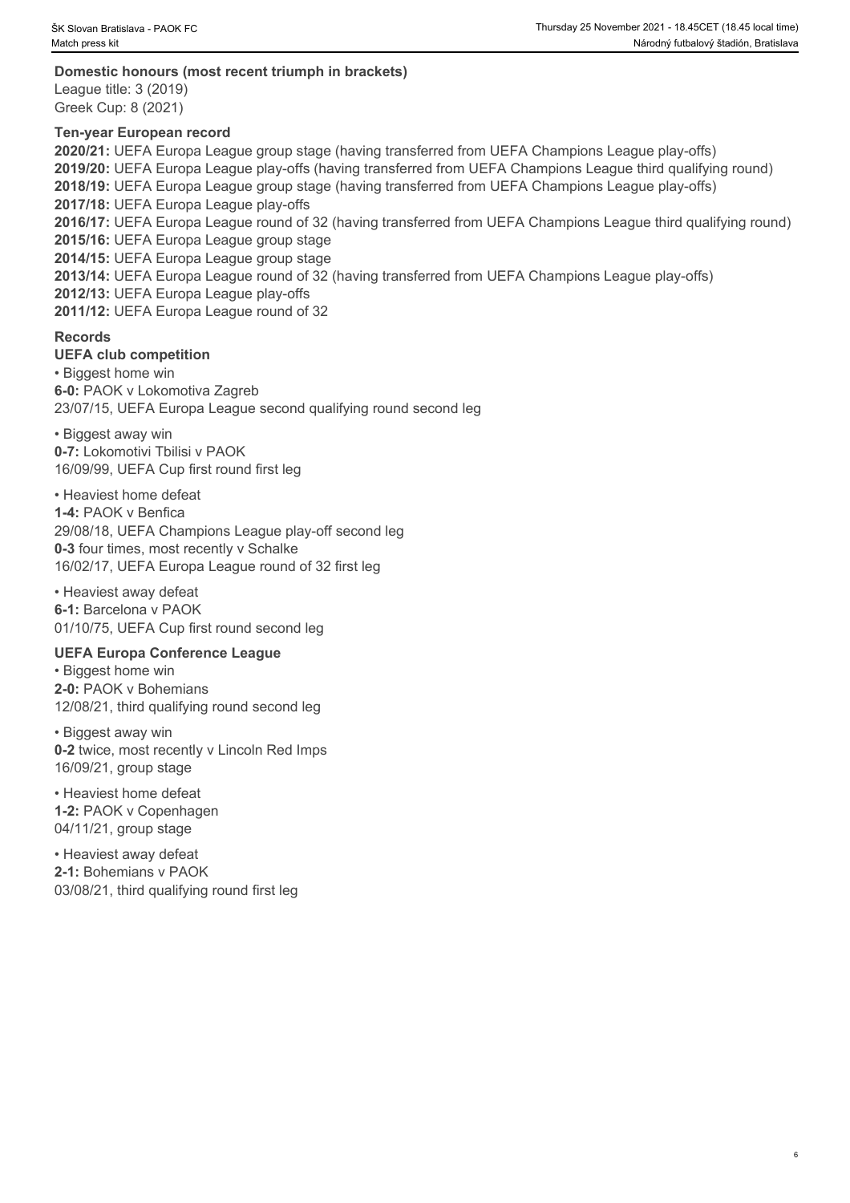**Domestic honours (most recent triumph in brackets)**
League title: 3 (2019)
Greek Cup: 8 (2021)

**Ten-year European record**
**2020/21:** UEFA Europa League group stage (having transferred from UEFA Champions League play-offs)
**2019/20:** UEFA Europa League play-offs (having transferred from UEFA Champions League third qualifying round)
**2018/19:** UEFA Europa League group stage (having transferred from UEFA Champions League play-offs)
**2017/18:** UEFA Europa League play-offs
**2016/17:** UEFA Europa League round of 32 (having transferred from UEFA Champions League third qualifying round)
**2015/16:** UEFA Europa League group stage
**2014/15:** UEFA Europa League group stage
**2013/14:** UEFA Europa League round of 32 (having transferred from UEFA Champions League play-offs)
**2012/13:** UEFA Europa League play-offs
**2011/12:** UEFA Europa League round of 32

**Records**
**UEFA club competition**

• Biggest home win
**6-0:** PAOK v Lokomotiva Zagreb
23/07/15, UEFA Europa League second qualifying round second leg

• Biggest away win
**0-7:** Lokomotivi Tbilisi v PAOK
16/09/99, UEFA Cup first round first leg

• Heaviest home defeat
**1-4:** PAOK v Benfica
29/08/18, UEFA Champions League play-off second leg
**0-3** four times, most recently v Schalke
16/02/17, UEFA Europa League round of 32 first leg

• Heaviest away defeat
**6-1:** Barcelona v PAOK
01/10/75, UEFA Cup first round second leg

**UEFA Europa Conference League**

• Biggest home win
**2-0:** PAOK v Bohemians
12/08/21, third qualifying round second leg

• Biggest away win
**0-2** twice, most recently v Lincoln Red Imps
16/09/21, group stage

• Heaviest home defeat
**1-2:** PAOK v Copenhagen
04/11/21, group stage

• Heaviest away defeat
**2-1:** Bohemians v PAOK
03/08/21, third qualifying round first leg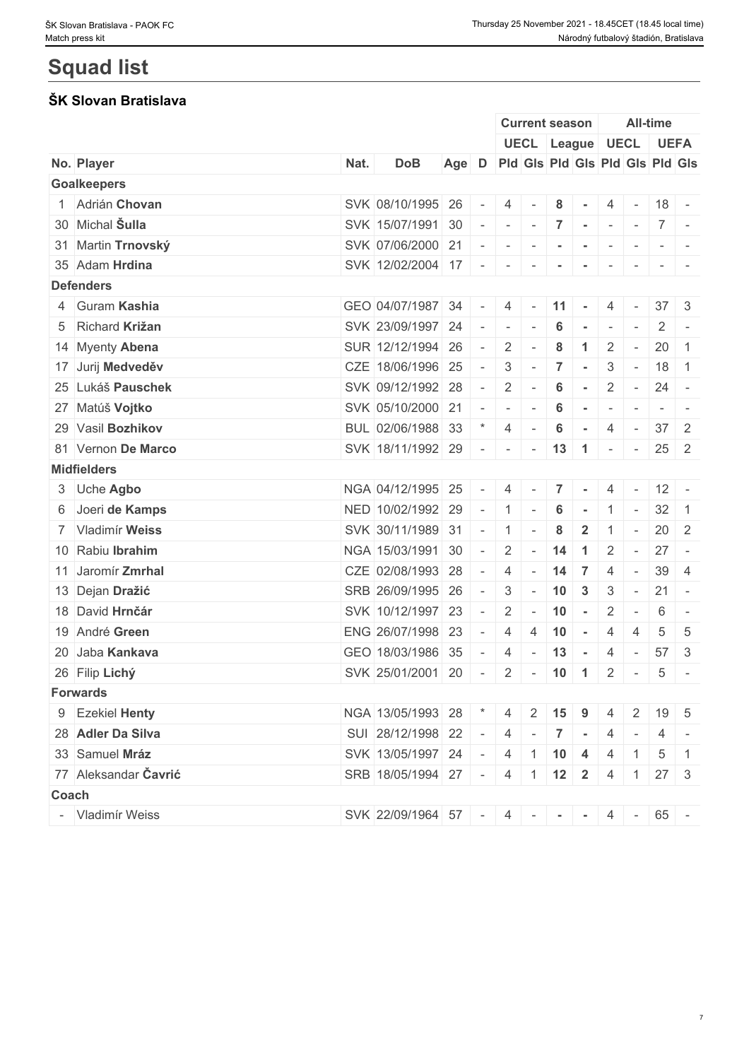# Squad list

## ŠK Slovan Bratislava

| No. | Player | Nat. | DoB | Age | D | Current season | | | | All-time | | | |
|---|---|---|---|---|---|---|---|---|---|---|---|---|---|
| | | | | | | UECL | | League | | UECL | | UEFA | |
| | | | | | | Pld | Gls | Pld | Gls | Pld | Gls | Pld | Gls |
| **Goalkeepers** | | | | | | | | | | | | | |
| 1 | Adrián **Chovan** | SVK | 08/10/1995 | 26 | - | 4 | - | **8** | **-** | 4 | - | 18 | - |
| 30 | Michal **Šulla** | SVK | 15/07/1991 | 30 | - | - | - | **7** | **-** | - | - | 7 | - |
| 31 | Martin **Trnovský** | SVK | 07/06/2000 | 21 | - | - | - | **-** | **-** | - | - | - | - |
| 35 | Adam **Hrdina** | SVK | 12/02/2004 | 17 | - | - | - | **-** | **-** | - | - | - | - |
| **Defenders** | | | | | | | | | | | | | |
| 4 | Guram **Kashia** | GEO | 04/07/1987 | 34 | - | 4 | - | **11** | **-** | 4 | - | 37 | 3 |
| 5 | Richard **Križan** | SVK | 23/09/1997 | 24 | - | - | - | **6** | **-** | - | - | 2 | - |
| 14 | Myenty **Abena** | SUR | 12/12/1994 | 26 | - | 2 | - | **8** | **1** | 2 | - | 20 | 1 |
| 17 | Jurij **Medveděv** | CZE | 18/06/1996 | 25 | - | 3 | - | **7** | **-** | 3 | - | 18 | 1 |
| 25 | Lukáš **Pauschek** | SVK | 09/12/1992 | 28 | - | 2 | - | **6** | **-** | 2 | - | 24 | - |
| 27 | Matúš **Vojtko** | SVK | 05/10/2000 | 21 | - | - | - | **6** | **-** | - | - | - | - |
| 29 | Vasil **Bozhikov** | BUL | 02/06/1988 | 33 | * | 4 | - | **6** | **-** | 4 | - | 37 | 2 |
| 81 | Vernon **De Marco** | SVK | 18/11/1992 | 29 | - | - | - | **13** | **1** | - | - | 25 | 2 |
| **Midfielders** | | | | | | | | | | | | | |
| 3 | Uche **Agbo** | NGA | 04/12/1995 | 25 | - | 4 | - | **7** | **-** | 4 | - | 12 | - |
| 6 | Joeri **de Kamps** | NED | 10/02/1992 | 29 | - | 1 | - | **6** | **-** | 1 | - | 32 | 1 |
| 7 | Vladimír **Weiss** | SVK | 30/11/1989 | 31 | - | 1 | - | **8** | **2** | 1 | - | 20 | 2 |
| 10 | Rabiu **Ibrahim** | NGA | 15/03/1991 | 30 | - | 2 | - | **14** | **1** | 2 | - | 27 | - |
| 11 | Jaromír **Zmrhal** | CZE | 02/08/1993 | 28 | - | 4 | - | **14** | **7** | 4 | - | 39 | 4 |
| 13 | Dejan **Dražić** | SRB | 26/09/1995 | 26 | - | 3 | - | **10** | **3** | 3 | - | 21 | - |
| 18 | David **Hrnčár** | SVK | 10/12/1997 | 23 | - | 2 | - | **10** | **-** | 2 | - | 6 | - |
| 19 | André **Green** | ENG | 26/07/1998 | 23 | - | 4 | 4 | **10** | **-** | 4 | 4 | 5 | 5 |
| 20 | Jaba **Kankava** | GEO | 18/03/1986 | 35 | - | 4 | - | **13** | **-** | 4 | - | 57 | 3 |
| 26 | Filip **Lichý** | SVK | 25/01/2001 | 20 | - | 2 | - | **10** | **1** | 2 | - | 5 | - |
| **Forwards** | | | | | | | | | | | | | |
| 9 | Ezekiel **Henty** | NGA | 13/05/1993 | 28 | * | 4 | 2 | **15** | **9** | 4 | 2 | 19 | 5 |
| 28 | **Adler Da Silva** | SUI | 28/12/1998 | 22 | - | 4 | - | **7** | **-** | 4 | - | 4 | - |
| 33 | Samuel **Mráz** | SVK | 13/05/1997 | 24 | - | 4 | 1 | **10** | **4** | 4 | 1 | 5 | 1 |
| 77 | Aleksandar **Čavrić** | SRB | 18/05/1994 | 27 | - | 4 | 1 | **12** | **2** | 4 | 1 | 27 | 3 |
| **Coach** | | | | | | | | | | | | | |
| - | Vladimír Weiss | SVK | 22/09/1964 | 57 | - | 4 | - | **-** | **-** | 4 | - | 65 | - |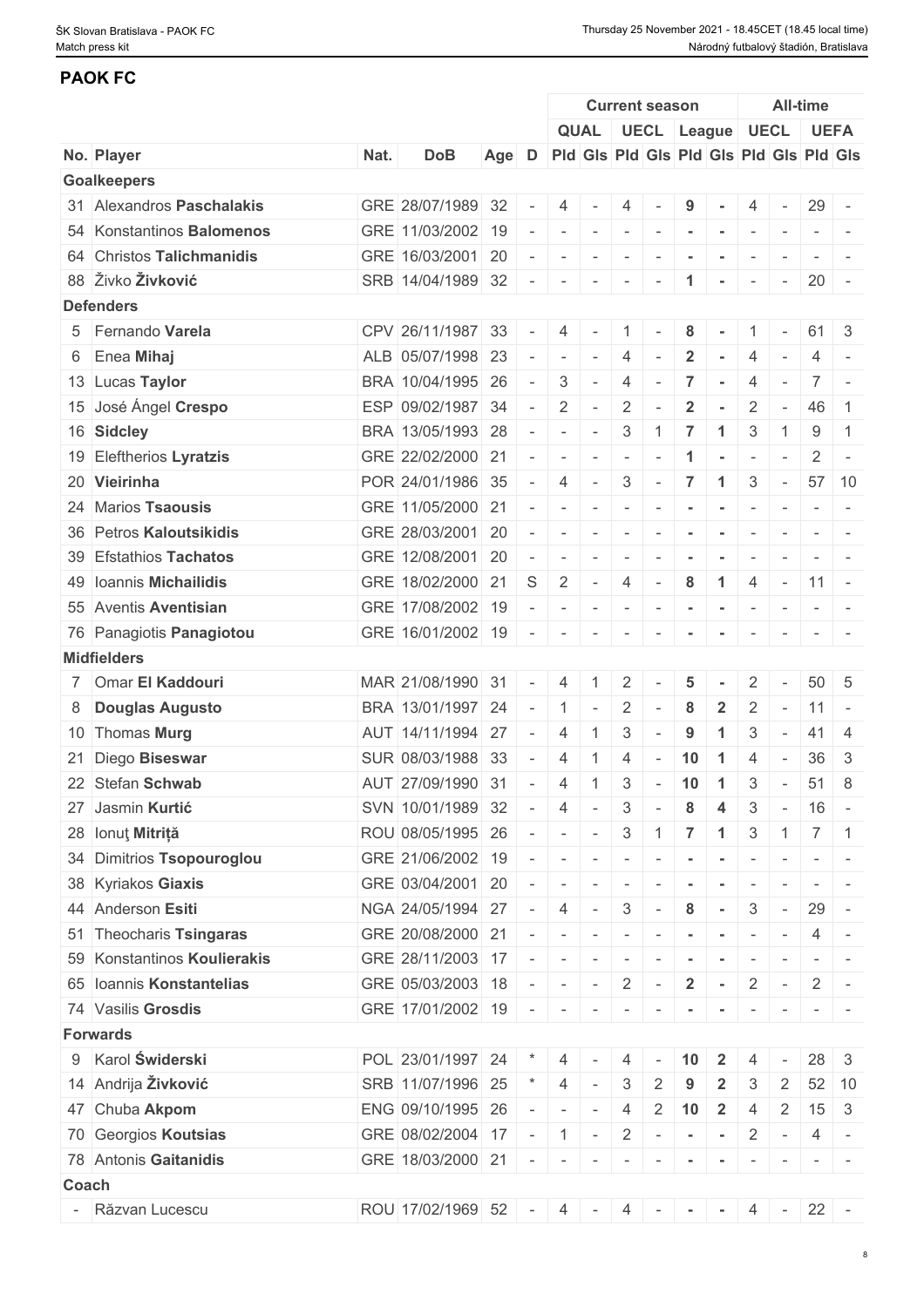## PAOK FC

| | | | | | Current season | | | | | | All-time | | | |
|---|---|---|---|---|---|---|---|---|---|---|---|---|---|---|
| | | | | | QUAL | | UECL | | League | | UECL | | UEFA | |
| No. Player | Nat. | DoB | Age | D | Pld | Gls | Pld | Gls | Pld | Gls | Pld | Gls | Pld | Gls |
| **Goalkeepers** | | | | | | | | | | | | | | |
| 31 Alexandros **Paschalakis** | GRE | 28/07/1989 | 32 | - | 4 | - | 4 | - | 9 | - | 4 | - | 29 | - |
| 54 Konstantinos **Balomenos** | GRE | 11/03/2002 | 19 | - | - | - | - | - | - | - | - | - | - | - |
| 64 Christos **Talichmanidis** | GRE | 16/03/2001 | 20 | - | - | - | - | - | - | - | - | - | - | - |
| 88 Živko **Živković** | SRB | 14/04/1989 | 32 | - | - | - | - | - | 1 | - | - | - | 20 | - |
| **Defenders** | | | | | | | | | | | | | | |
| 5 Fernando **Varela** | CPV | 26/11/1987 | 33 | - | 4 | - | 1 | - | 8 | - | 1 | - | 61 | 3 |
| 6 Enea **Mihaj** | ALB | 05/07/1998 | 23 | - | - | - | 4 | - | 2 | - | 4 | - | 4 | - |
| 13 Lucas **Taylor** | BRA | 10/04/1995 | 26 | - | 3 | - | 4 | - | 7 | - | 4 | - | 7 | - |
| 15 José Ángel **Crespo** | ESP | 09/02/1987 | 34 | - | 2 | - | 2 | - | 2 | - | 2 | - | 46 | 1 |
| 16 **Sidcley** | BRA | 13/05/1993 | 28 | - | - | - | 3 | 1 | 7 | 1 | 3 | 1 | 9 | 1 |
| 19 Eleftherios **Lyratzis** | GRE | 22/02/2000 | 21 | - | - | - | - | - | 1 | - | - | - | 2 | - |
| 20 **Vieirinha** | POR | 24/01/1986 | 35 | - | 4 | - | 3 | - | 7 | 1 | 3 | - | 57 | 10 |
| 24 Marios **Tsaousis** | GRE | 11/05/2000 | 21 | - | - | - | - | - | - | - | - | - | - | - |
| 36 Petros **Kaloutsikidis** | GRE | 28/03/2001 | 20 | - | - | - | - | - | - | - | - | - | - | - |
| 39 Efstathios **Tachatos** | GRE | 12/08/2001 | 20 | - | - | - | - | - | - | - | - | - | - | - |
| 49 Ioannis **Michailidis** | GRE | 18/02/2000 | 21 | S | 2 | - | 4 | - | 8 | 1 | 4 | - | 11 | - |
| 55 Aventis **Aventisian** | GRE | 17/08/2002 | 19 | - | - | - | - | - | - | - | - | - | - | - |
| 76 Panagiotis **Panagiotou** | GRE | 16/01/2002 | 19 | - | - | - | - | - | - | - | - | - | - | - |
| **Midfielders** | | | | | | | | | | | | | | |
| 7 Omar **El Kaddouri** | MAR | 21/08/1990 | 31 | - | 4 | 1 | 2 | - | 5 | - | 2 | - | 50 | 5 |
| 8 **Douglas Augusto** | BRA | 13/01/1997 | 24 | - | 1 | - | 2 | - | 8 | 2 | 2 | - | 11 | - |
| 10 Thomas **Murg** | AUT | 14/11/1994 | 27 | - | 4 | 1 | 3 | - | 9 | 1 | 3 | - | 41 | 4 |
| 21 Diego **Biseswar** | SUR | 08/03/1988 | 33 | - | 4 | 1 | 4 | - | 10 | 1 | 4 | - | 36 | 3 |
| 22 Stefan **Schwab** | AUT | 27/09/1990 | 31 | - | 4 | 1 | 3 | - | 10 | 1 | 3 | - | 51 | 8 |
| 27 Jasmin **Kurtić** | SVN | 10/01/1989 | 32 | - | 4 | - | 3 | - | 8 | 4 | 3 | - | 16 | - |
| 28 Ionuţ **Mitriță** | ROU | 08/05/1995 | 26 | - | - | - | 3 | 1 | 7 | 1 | 3 | 1 | 7 | 1 |
| 34 Dimitrios **Tsopouroglou** | GRE | 21/06/2002 | 19 | - | - | - | - | - | - | - | - | - | - | - |
| 38 Kyriakos **Giaxis** | GRE | 03/04/2001 | 20 | - | - | - | - | - | - | - | - | - | - | - |
| 44 Anderson **Esiti** | NGA | 24/05/1994 | 27 | - | 4 | - | 3 | - | 8 | - | 3 | - | 29 | - |
| 51 Theocharis **Tsingaras** | GRE | 20/08/2000 | 21 | - | - | - | - | - | - | - | - | - | 4 | - |
| 59 Konstantinos **Koulierakis** | GRE | 28/11/2003 | 17 | - | - | - | - | - | - | - | - | - | - | - |
| 65 Ioannis **Konstantelias** | GRE | 05/03/2003 | 18 | - | - | - | 2 | - | 2 | - | 2 | - | 2 | - |
| 74 Vasilis **Grosdis** | GRE | 17/01/2002 | 19 | - | - | - | - | - | - | - | - | - | - | - |
| **Forwards** | | | | | | | | | | | | | | |
| 9 Karol **Świderski** | POL | 23/01/1997 | 24 | * | 4 | - | 4 | - | 10 | 2 | 4 | - | 28 | 3 |
| 14 Andrija **Živković** | SRB | 11/07/1996 | 25 | * | 4 | - | 3 | 2 | 9 | 2 | 3 | 2 | 52 | 10 |
| 47 Chuba **Akpom** | ENG | 09/10/1995 | 26 | - | - | - | 4 | 2 | 10 | 2 | 4 | 2 | 15 | 3 |
| 70 Georgios **Koutsias** | GRE | 08/02/2004 | 17 | - | 1 | - | 2 | - | - | - | 2 | - | 4 | - |
| 78 Antonis **Gaitanidis** | GRE | 18/03/2000 | 21 | - | - | - | - | - | - | - | - | - | - | - |
| **Coach** | | | | | | | | | | | | | | |
| - Răzvan Lucescu | ROU | 17/02/1969 | 52 | - | 4 | - | 4 | - | - | - | 4 | - | 22 | - |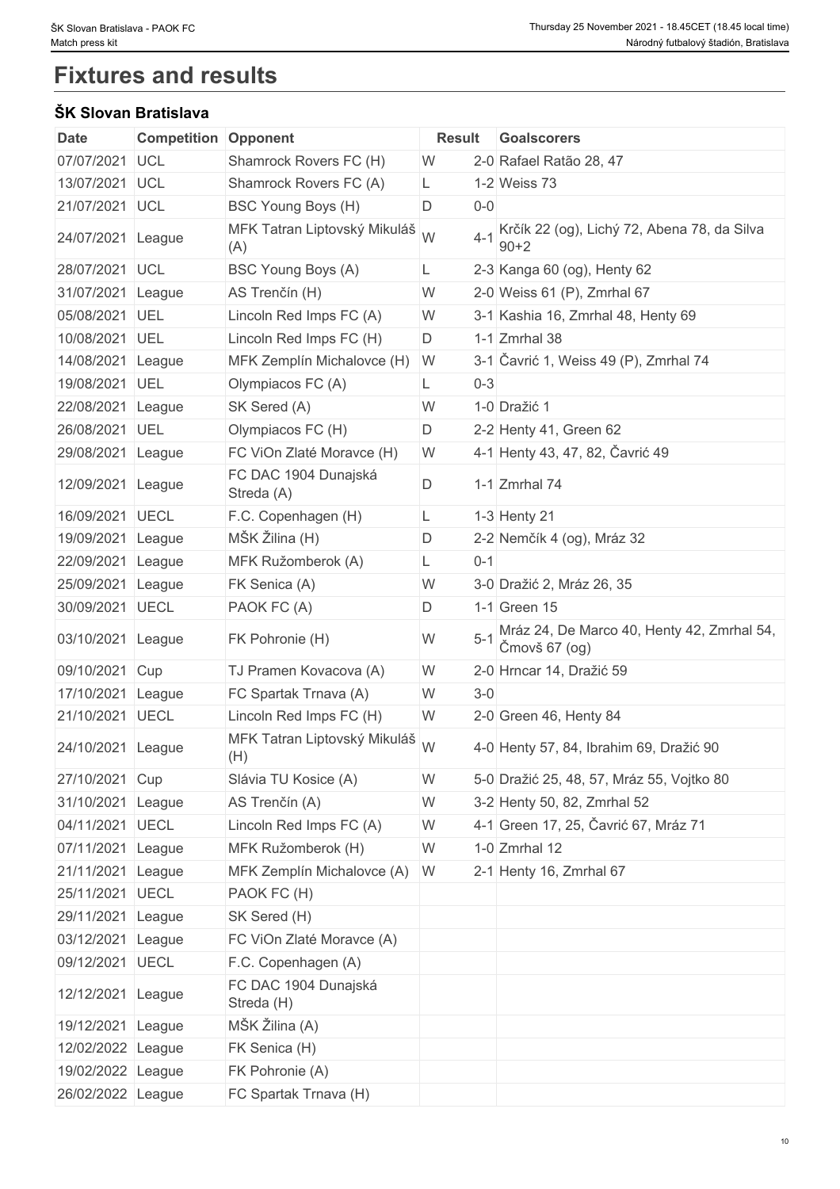# Fixtures and results

## ŠK Slovan Bratislava

| Date | Competition | Opponent | Result | | Goalscorers |
|---|---|---|---|---|---|
| 07/07/2021 | UCL | Shamrock Rovers FC (H) | W | 2-0 | Rafael Ratão 28, 47 |
| 13/07/2021 | UCL | Shamrock Rovers FC (A) | L | 1-2 | Weiss 73 |
| 21/07/2021 | UCL | BSC Young Boys (H) | D | 0-0 | |
| 24/07/2021 | League | MFK Tatran Liptovský Mikuláš (A) | W | 4-1 | Krčík 22 (og), Lichý 72, Abena 78, da Silva 90+2 |
| 28/07/2021 | UCL | BSC Young Boys (A) | L | 2-3 | Kanga 60 (og), Henty 62 |
| 31/07/2021 | League | AS Trenčín (H) | W | 2-0 | Weiss 61 (P), Zmrhal 67 |
| 05/08/2021 | UEL | Lincoln Red Imps FC (A) | W | 3-1 | Kashia 16, Zmrhal 48, Henty 69 |
| 10/08/2021 | UEL | Lincoln Red Imps FC (H) | D | 1-1 | Zmrhal 38 |
| 14/08/2021 | League | MFK Zemplín Michalovce (H) | W | 3-1 | Čavrić 1, Weiss 49 (P), Zmrhal 74 |
| 19/08/2021 | UEL | Olympiacos FC (A) | L | 0-3 | |
| 22/08/2021 | League | SK Sered (A) | W | 1-0 | Dražić 1 |
| 26/08/2021 | UEL | Olympiacos FC (H) | D | 2-2 | Henty 41, Green 62 |
| 29/08/2021 | League | FC ViOn Zlaté Moravce (H) | W | 4-1 | Henty 43, 47, 82, Čavrić 49 |
| 12/09/2021 | League | FC DAC 1904 Dunajská Streda (A) | D | 1-1 | Zmrhal 74 |
| 16/09/2021 | UECL | F.C. Copenhagen (H) | L | 1-3 | Henty 21 |
| 19/09/2021 | League | MŠK Žilina (H) | D | 2-2 | Nemčík 4 (og), Mráz 32 |
| 22/09/2021 | League | MFK Ružomberok (A) | L | 0-1 | |
| 25/09/2021 | League | FK Senica (A) | W | 3-0 | Dražić 2, Mráz 26, 35 |
| 30/09/2021 | UECL | PAOK FC (A) | D | 1-1 | Green 15 |
| 03/10/2021 | League | FK Pohronie (H) | W | 5-1 | Mráz 24, De Marco 40, Henty 42, Zmrhal 54, Čmovš 67 (og) |
| 09/10/2021 | Cup | TJ Pramen Kovacova (A) | W | 2-0 | Hrncar 14, Dražić 59 |
| 17/10/2021 | League | FC Spartak Trnava (A) | W | 3-0 | |
| 21/10/2021 | UECL | Lincoln Red Imps FC (H) | W | 2-0 | Green 46, Henty 84 |
| 24/10/2021 | League | MFK Tatran Liptovský Mikuláš (H) | W | 4-0 | Henty 57, 84, Ibrahim 69, Dražić 90 |
| 27/10/2021 | Cup | Slávia TU Kosice (A) | W | 5-0 | Dražić 25, 48, 57, Mráz 55, Vojtko 80 |
| 31/10/2021 | League | AS Trenčín (A) | W | 3-2 | Henty 50, 82, Zmrhal 52 |
| 04/11/2021 | UECL | Lincoln Red Imps FC (A) | W | 4-1 | Green 17, 25, Čavrić 67, Mráz 71 |
| 07/11/2021 | League | MFK Ružomberok (H) | W | 1-0 | Zmrhal 12 |
| 21/11/2021 | League | MFK Zemplín Michalovce (A) | W | 2-1 | Henty 16, Zmrhal 67 |
| 25/11/2021 | UECL | PAOK FC (H) | | | |
| 29/11/2021 | League | SK Sered (H) | | | |
| 03/12/2021 | League | FC ViOn Zlaté Moravce (A) | | | |
| 09/12/2021 | UECL | F.C. Copenhagen (A) | | | |
| 12/12/2021 | League | FC DAC 1904 Dunajská Streda (H) | | | |
| 19/12/2021 | League | MŠK Žilina (A) | | | |
| 12/02/2022 | League | FK Senica (H) | | | |
| 19/02/2022 | League | FK Pohronie (A) | | | |
| 26/02/2022 | League | FC Spartak Trnava (H) | | | |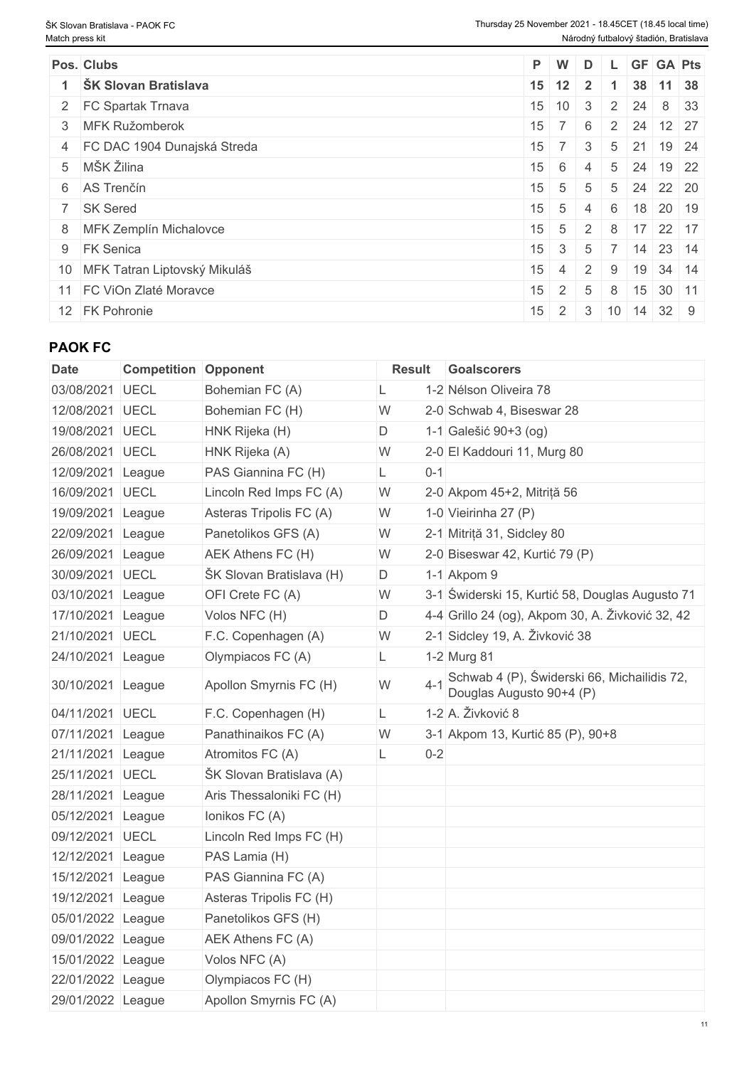| Pos. | Clubs | P | W | D | L | GF | GA | Pts |
|---|---|---|---|---|---|---|---|---|
| **1** | **ŠK Slovan Bratislava** | **15** | **12** | **2** | **1** | **38** | **11** | **38** |
| 2 | FC Spartak Trnava | 15 | 10 | 3 | 2 | 24 | 8 | 33 |
| 3 | MFK Ružomberok | 15 | 7 | 6 | 2 | 24 | 12 | 27 |
| 4 | FC DAC 1904 Dunajská Streda | 15 | 7 | 3 | 5 | 21 | 19 | 24 |
| 5 | MŠK Žilina | 15 | 6 | 4 | 5 | 24 | 19 | 22 |
| 6 | AS Trenčín | 15 | 5 | 5 | 5 | 24 | 22 | 20 |
| 7 | SK Sered | 15 | 5 | 4 | 6 | 18 | 20 | 19 |
| 8 | MFK Zemplín Michalovce | 15 | 5 | 2 | 8 | 17 | 22 | 17 |
| 9 | FK Senica | 15 | 3 | 5 | 7 | 14 | 23 | 14 |
| 10 | MFK Tatran Liptovský Mikuláš | 15 | 4 | 2 | 9 | 19 | 34 | 14 |
| 11 | FC ViOn Zlaté Moravce | 15 | 2 | 5 | 8 | 15 | 30 | 11 |
| 12 | FK Pohronie | 15 | 2 | 3 | 10 | 14 | 32 | 9 |

## PAOK FC

| Date | Competition | Opponent | Result | | Goalscorers |
|---|---|---|---|---|---|
| 03/08/2021 | UECL | Bohemian FC (A) | L | 1-2 | Nélson Oliveira 78 |
| 12/08/2021 | UECL | Bohemian FC (H) | W | 2-0 | Schwab 4, Biseswar 28 |
| 19/08/2021 | UECL | HNK Rijeka (H) | D | 1-1 | Galešić 90+3 (og) |
| 26/08/2021 | UECL | HNK Rijeka (A) | W | 2-0 | El Kaddouri 11, Murg 80 |
| 12/09/2021 | League | PAS Giannina FC (H) | L | 0-1 | |
| 16/09/2021 | UECL | Lincoln Red Imps FC (A) | W | 2-0 | Akpom 45+2, Mitriță 56 |
| 19/09/2021 | League | Asteras Tripolis FC (A) | W | 1-0 | Vieirinha 27 (P) |
| 22/09/2021 | League | Panetolikos GFS (A) | W | 2-1 | Mitriță 31, Sidcley 80 |
| 26/09/2021 | League | AEK Athens FC (H) | W | 2-0 | Biseswar 42, Kurtić 79 (P) |
| 30/09/2021 | UECL | ŠK Slovan Bratislava (H) | D | 1-1 | Akpom 9 |
| 03/10/2021 | League | OFI Crete FC (A) | W | 3-1 | Świderski 15, Kurtić 58, Douglas Augusto 71 |
| 17/10/2021 | League | Volos NFC (H) | D | 4-4 | Grillo 24 (og), Akpom 30, A. Živković 32, 42 |
| 21/10/2021 | UECL | F.C. Copenhagen (A) | W | 2-1 | Sidcley 19, A. Živković 38 |
| 24/10/2021 | League | Olympiacos FC (A) | L | 1-2 | Murg 81 |
| 30/10/2021 | League | Apollon Smyrnis FC (H) | W | 4-1 | Schwab 4 (P), Świderski 66, Michailidis 72, Douglas Augusto 90+4 (P) |
| 04/11/2021 | UECL | F.C. Copenhagen (H) | L | 1-2 | A. Živković 8 |
| 07/11/2021 | League | Panathinaikos FC (A) | W | 3-1 | Akpom 13, Kurtić 85 (P), 90+8 |
| 21/11/2021 | League | Atromitos FC (A) | L | 0-2 | |
| 25/11/2021 | UECL | ŠK Slovan Bratislava (A) | | | |
| 28/11/2021 | League | Aris Thessaloniki FC (H) | | | |
| 05/12/2021 | League | Ionikos FC (A) | | | |
| 09/12/2021 | UECL | Lincoln Red Imps FC (H) | | | |
| 12/12/2021 | League | PAS Lamia (H) | | | |
| 15/12/2021 | League | PAS Giannina FC (A) | | | |
| 19/12/2021 | League | Asteras Tripolis FC (H) | | | |
| 05/01/2022 | League | Panetolikos GFS (H) | | | |
| 09/01/2022 | League | AEK Athens FC (A) | | | |
| 15/01/2022 | League | Volos NFC (A) | | | |
| 22/01/2022 | League | Olympiacos FC (H) | | | |
| 29/01/2022 | League | Apollon Smyrnis FC (A) | | | |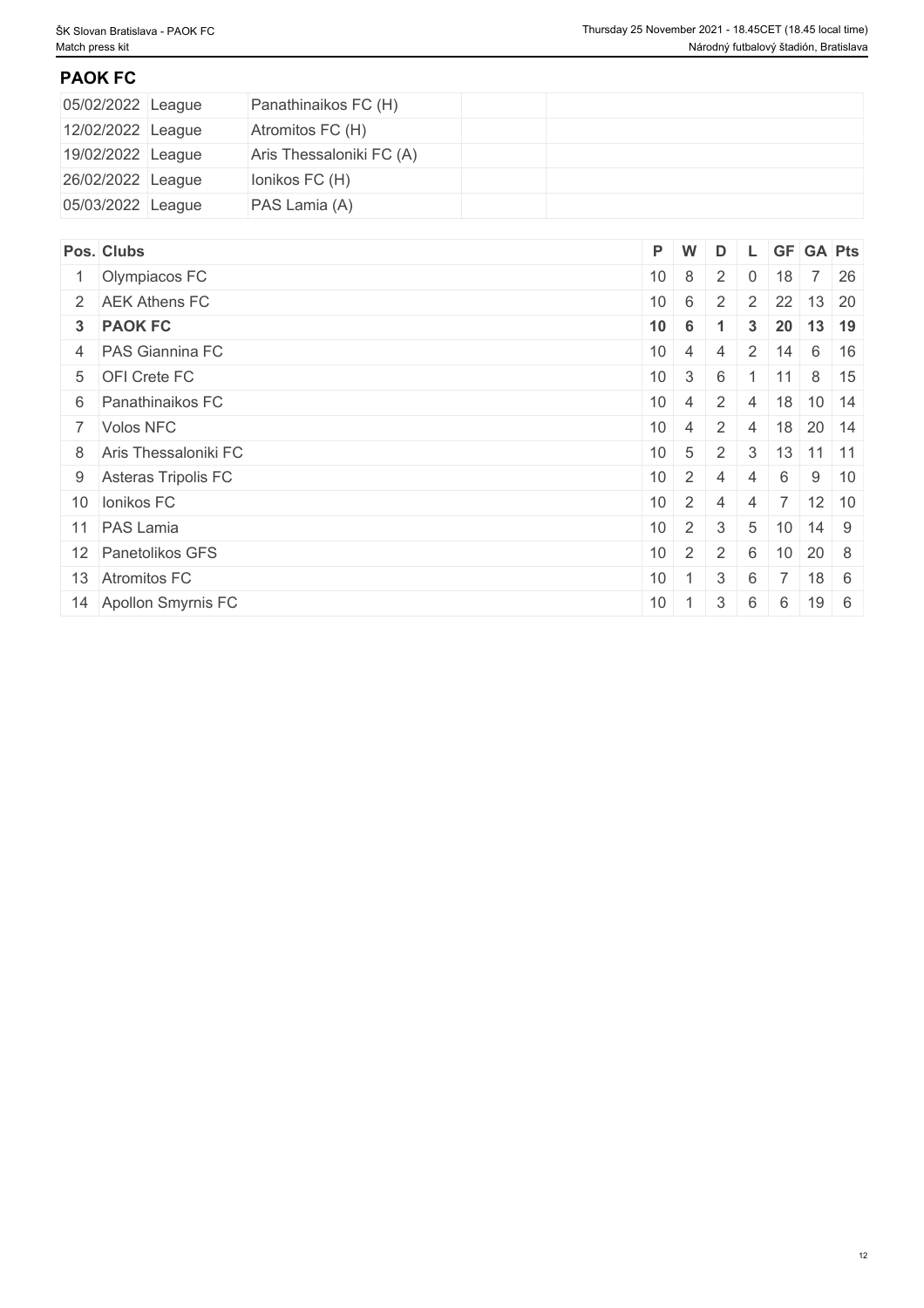## PAOK FC

| | | | | |
|---|---|---|---|---|
| 05/02/2022 | League | Panathinaikos FC (H) | | |
| 12/02/2022 | League | Atromitos FC (H) | | |
| 19/02/2022 | League | Aris Thessaloniki FC (A) | | |
| 26/02/2022 | League | Ionikos FC (H) | | |
| 05/03/2022 | League | PAS Lamia (A) | | |

| Pos. | Clubs | P | W | D | L | GF | GA | Pts |
|---|---|---|---|---|---|---|---|---|
| 1 | Olympiacos FC | 10 | 8 | 2 | 0 | 18 | 7 | 26 |
| 2 | AEK Athens FC | 10 | 6 | 2 | 2 | 22 | 13 | 20 |
| **3** | **PAOK FC** | **10** | **6** | **1** | **3** | **20** | **13** | **19** |
| 4 | PAS Giannina FC | 10 | 4 | 4 | 2 | 14 | 6 | 16 |
| 5 | OFI Crete FC | 10 | 3 | 6 | 1 | 11 | 8 | 15 |
| 6 | Panathinaikos FC | 10 | 4 | 2 | 4 | 18 | 10 | 14 |
| 7 | Volos NFC | 10 | 4 | 2 | 4 | 18 | 20 | 14 |
| 8 | Aris Thessaloniki FC | 10 | 5 | 2 | 3 | 13 | 11 | 11 |
| 9 | Asteras Tripolis FC | 10 | 2 | 4 | 4 | 6 | 9 | 10 |
| 10 | Ionikos FC | 10 | 2 | 4 | 4 | 7 | 12 | 10 |
| 11 | PAS Lamia | 10 | 2 | 3 | 5 | 10 | 14 | 9 |
| 12 | Panetolikos GFS | 10 | 2 | 2 | 6 | 10 | 20 | 8 |
| 13 | Atromitos FC | 10 | 1 | 3 | 6 | 7 | 18 | 6 |
| 14 | Apollon Smyrnis FC | 10 | 1 | 3 | 6 | 6 | 19 | 6 |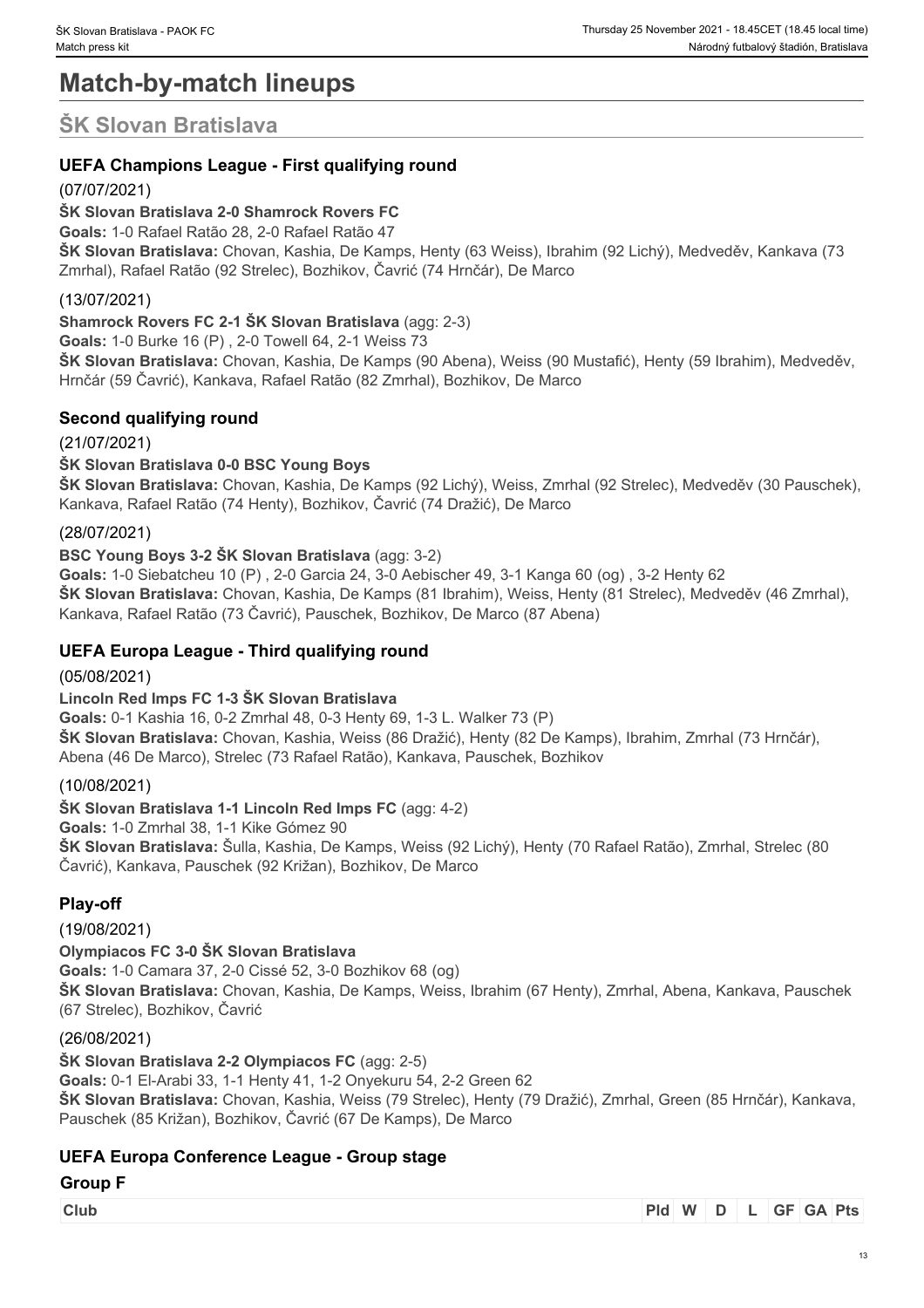# Match-by-match lineups

## ŠK Slovan Bratislava

### UEFA Champions League - First qualifying round

(07/07/2021)

**ŠK Slovan Bratislava 2-0 Shamrock Rovers FC**

**Goals:** 1-0 Rafael Ratão 28, 2-0 Rafael Ratão 47

**ŠK Slovan Bratislava:** Chovan, Kashia, De Kamps, Henty (63 Weiss), Ibrahim (92 Lichý), Medveděv, Kankava (73 Zmrhal), Rafael Ratão (92 Strelec), Bozhikov, Čavrić (74 Hrnčár), De Marco

(13/07/2021)

**Shamrock Rovers FC 2-1 ŠK Slovan Bratislava** (agg: 2-3)

**Goals:** 1-0 Burke 16 (P) , 2-0 Towell 64, 2-1 Weiss 73

**ŠK Slovan Bratislava:** Chovan, Kashia, De Kamps (90 Abena), Weiss (90 Mustafić), Henty (59 Ibrahim), Medveděv, Hrnčár (59 Čavrić), Kankava, Rafael Ratão (82 Zmrhal), Bozhikov, De Marco

### Second qualifying round

(21/07/2021)

**ŠK Slovan Bratislava 0-0 BSC Young Boys**

**ŠK Slovan Bratislava:** Chovan, Kashia, De Kamps (92 Lichý), Weiss, Zmrhal (92 Strelec), Medveděv (30 Pauschek), Kankava, Rafael Ratão (74 Henty), Bozhikov, Čavrić (74 Dražić), De Marco

(28/07/2021)

**BSC Young Boys 3-2 ŠK Slovan Bratislava** (agg: 3-2)

**Goals:** 1-0 Siebatcheu 10 (P) , 2-0 Garcia 24, 3-0 Aebischer 49, 3-1 Kanga 60 (og) , 3-2 Henty 62

**ŠK Slovan Bratislava:** Chovan, Kashia, De Kamps (81 Ibrahim), Weiss, Henty (81 Strelec), Medveděv (46 Zmrhal), Kankava, Rafael Ratão (73 Čavrić), Pauschek, Bozhikov, De Marco (87 Abena)

### UEFA Europa League - Third qualifying round

(05/08/2021)

**Lincoln Red Imps FC 1-3 ŠK Slovan Bratislava**

**Goals:** 0-1 Kashia 16, 0-2 Zmrhal 48, 0-3 Henty 69, 1-3 L. Walker 73 (P)

**ŠK Slovan Bratislava:** Chovan, Kashia, Weiss (86 Dražić), Henty (82 De Kamps), Ibrahim, Zmrhal (73 Hrnčár), Abena (46 De Marco), Strelec (73 Rafael Ratão), Kankava, Pauschek, Bozhikov

(10/08/2021)

**ŠK Slovan Bratislava 1-1 Lincoln Red Imps FC** (agg: 4-2)

**Goals:** 1-0 Zmrhal 38, 1-1 Kike Gómez 90

**ŠK Slovan Bratislava:** Šulla, Kashia, De Kamps, Weiss (92 Lichý), Henty (70 Rafael Ratão), Zmrhal, Strelec (80 Čavrić), Kankava, Pauschek (92 Križan), Bozhikov, De Marco

### Play-off

(19/08/2021)

**Olympiacos FC 3-0 ŠK Slovan Bratislava**

**Goals:** 1-0 Camara 37, 2-0 Cissé 52, 3-0 Bozhikov 68 (og)

**ŠK Slovan Bratislava:** Chovan, Kashia, De Kamps, Weiss, Ibrahim (67 Henty), Zmrhal, Abena, Kankava, Pauschek (67 Strelec), Bozhikov, Čavrić

(26/08/2021)

**ŠK Slovan Bratislava 2-2 Olympiacos FC** (agg: 2-5)

**Goals:** 0-1 El-Arabi 33, 1-1 Henty 41, 1-2 Onyekuru 54, 2-2 Green 62

**ŠK Slovan Bratislava:** Chovan, Kashia, Weiss (79 Strelec), Henty (79 Dražić), Zmrhal, Green (85 Hrnčár), Kankava, Pauschek (85 Križan), Bozhikov, Čavrić (67 De Kamps), De Marco

### UEFA Europa Conference League - Group stage

**Group F**

| Club | Pld | W | D | L | GF | GA | Pts |
|---|---|---|---|---|---|---|---|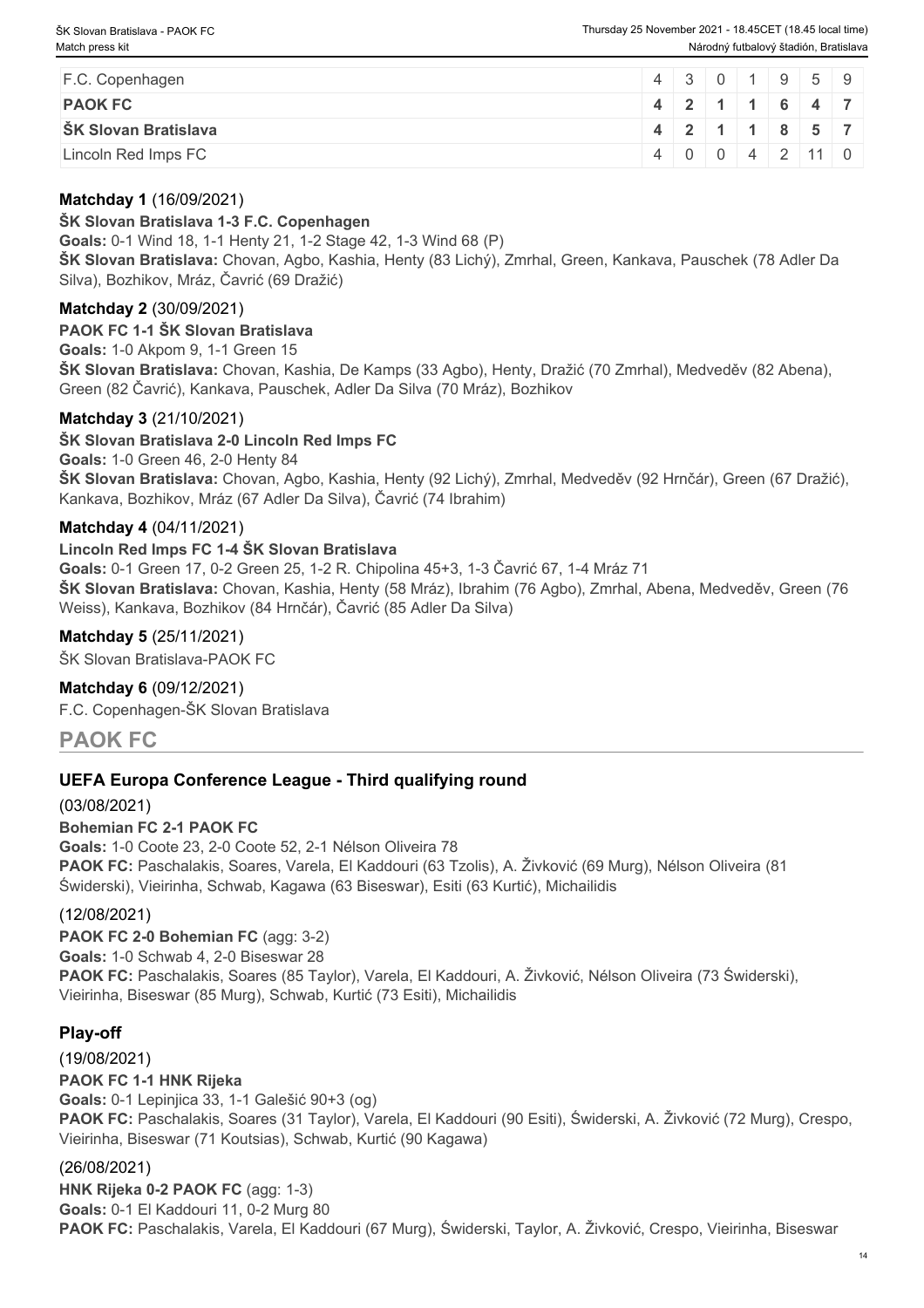| | | | | | | | |
|---|---|---|---|---|---|---|---|
| F.C. Copenhagen | 4 | 3 | 0 | 1 | 9 | 5 | 9 |
| **PAOK FC** | **4** | **2** | **1** | **1** | **6** | **4** | **7** |
| **ŠK Slovan Bratislava** | **4** | **2** | **1** | **1** | **8** | **5** | **7** |
| Lincoln Red Imps FC | 4 | 0 | 0 | 4 | 2 | 11 | 0 |

**Matchday 1** (16/09/2021)

**ŠK Slovan Bratislava 1-3 F.C. Copenhagen**

**Goals:** 0-1 Wind 18, 1-1 Henty 21, 1-2 Stage 42, 1-3 Wind 68 (P)

**ŠK Slovan Bratislava:** Chovan, Agbo, Kashia, Henty (83 Lichý), Zmrhal, Green, Kankava, Pauschek (78 Adler Da Silva), Bozhikov, Mráz, Čavrić (69 Dražić)

**Matchday 2** (30/09/2021)

**PAOK FC 1-1 ŠK Slovan Bratislava**

**Goals:** 1-0 Akpom 9, 1-1 Green 15

**ŠK Slovan Bratislava:** Chovan, Kashia, De Kamps (33 Agbo), Henty, Dražić (70 Zmrhal), Medveděv (82 Abena), Green (82 Čavrić), Kankava, Pauschek, Adler Da Silva (70 Mráz), Bozhikov

**Matchday 3** (21/10/2021)

**ŠK Slovan Bratislava 2-0 Lincoln Red Imps FC**

**Goals:** 1-0 Green 46, 2-0 Henty 84

**ŠK Slovan Bratislava:** Chovan, Agbo, Kashia, Henty (92 Lichý), Zmrhal, Medveděv (92 Hrnčár), Green (67 Dražić), Kankava, Bozhikov, Mráz (67 Adler Da Silva), Čavrić (74 Ibrahim)

**Matchday 4** (04/11/2021)

**Lincoln Red Imps FC 1-4 ŠK Slovan Bratislava**

**Goals:** 0-1 Green 17, 0-2 Green 25, 1-2 R. Chipolina 45+3, 1-3 Čavrić 67, 1-4 Mráz 71

**ŠK Slovan Bratislava:** Chovan, Kashia, Henty (58 Mráz), Ibrahim (76 Agbo), Zmrhal, Abena, Medveděv, Green (76 Weiss), Kankava, Bozhikov (84 Hrnčár), Čavrić (85 Adler Da Silva)

**Matchday 5** (25/11/2021)

ŠK Slovan Bratislava-PAOK FC

**Matchday 6** (09/12/2021)

F.C. Copenhagen-ŠK Slovan Bratislava

## PAOK FC

### UEFA Europa Conference League - Third qualifying round

(03/08/2021)

**Bohemian FC 2-1 PAOK FC**

**Goals:** 1-0 Coote 23, 2-0 Coote 52, 2-1 Nélson Oliveira 78

**PAOK FC:** Paschalakis, Soares, Varela, El Kaddouri (63 Tzolis), A. Živković (69 Murg), Nélson Oliveira (81 Świderski), Vieirinha, Schwab, Kagawa (63 Biseswar), Esiti (63 Kurtić), Michailidis

(12/08/2021)

**PAOK FC 2-0 Bohemian FC** (agg: 3-2)

**Goals:** 1-0 Schwab 4, 2-0 Biseswar 28

**PAOK FC:** Paschalakis, Soares (85 Taylor), Varela, El Kaddouri, A. Živković, Nélson Oliveira (73 Świderski), Vieirinha, Biseswar (85 Murg), Schwab, Kurtić (73 Esiti), Michailidis

### Play-off

(19/08/2021)

**PAOK FC 1-1 HNK Rijeka**

**Goals:** 0-1 Lepinjica 33, 1-1 Galešić 90+3 (og)

**PAOK FC:** Paschalakis, Soares (31 Taylor), Varela, El Kaddouri (90 Esiti), Świderski, A. Živković (72 Murg), Crespo, Vieirinha, Biseswar (71 Koutsias), Schwab, Kurtić (90 Kagawa)

(26/08/2021)

**HNK Rijeka 0-2 PAOK FC** (agg: 1-3)

**Goals:** 0-1 El Kaddouri 11, 0-2 Murg 80

**PAOK FC:** Paschalakis, Varela, El Kaddouri (67 Murg), Świderski, Taylor, A. Živković, Crespo, Vieirinha, Biseswar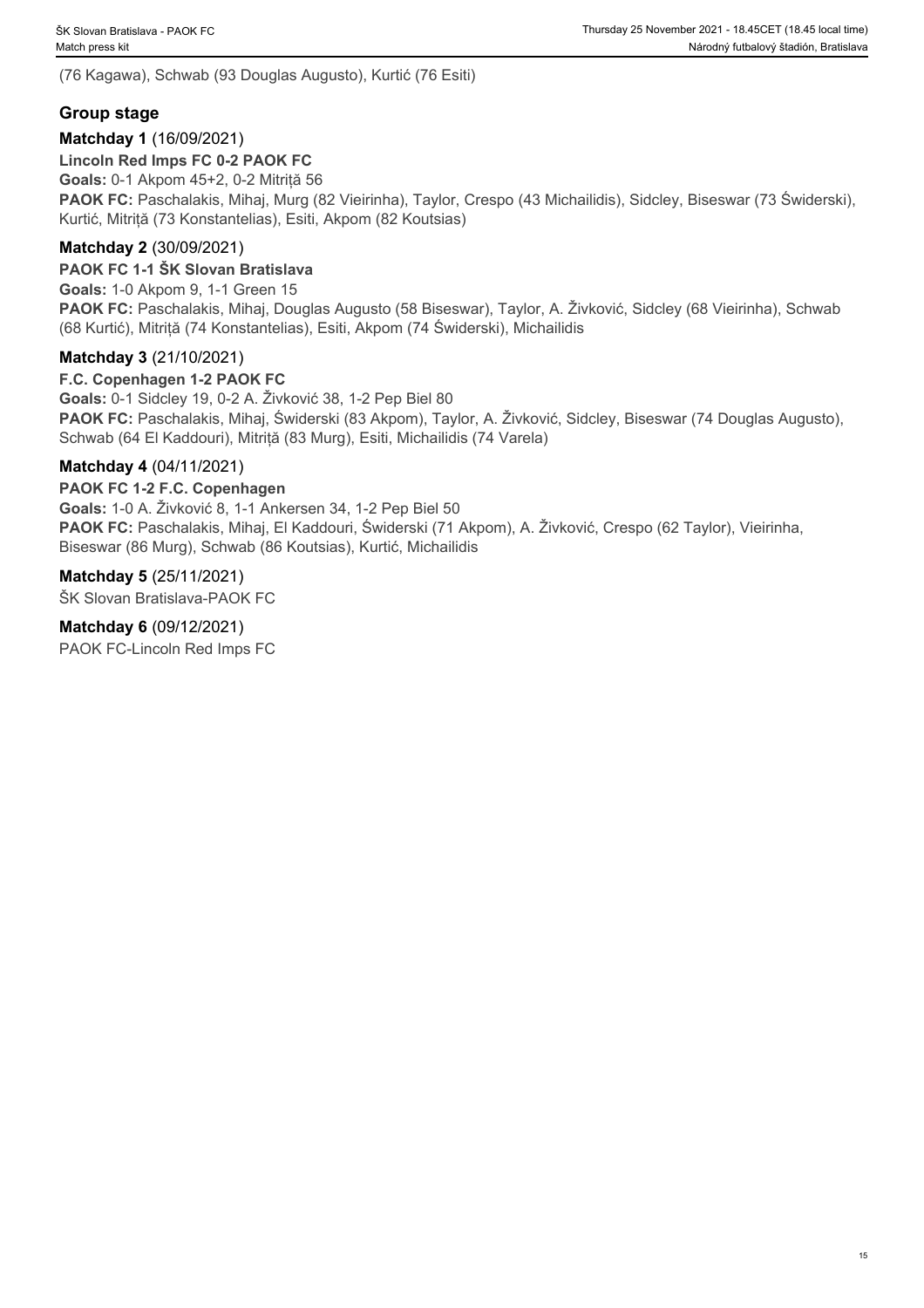(76 Kagawa), Schwab (93 Douglas Augusto), Kurtić (76 Esiti)

## Group stage

**Matchday 1** (16/09/2021)

**Lincoln Red Imps FC 0-2 PAOK FC**

**Goals:** 0-1 Akpom 45+2, 0-2 Mitriță 56

**PAOK FC:** Paschalakis, Mihaj, Murg (82 Vieirinha), Taylor, Crespo (43 Michailidis), Sidcley, Biseswar (73 Świderski), Kurtić, Mitriță (73 Konstantelias), Esiti, Akpom (82 Koutsias)

**Matchday 2** (30/09/2021)

**PAOK FC 1-1 ŠK Slovan Bratislava**

**Goals:** 1-0 Akpom 9, 1-1 Green 15

**PAOK FC:** Paschalakis, Mihaj, Douglas Augusto (58 Biseswar), Taylor, A. Živković, Sidcley (68 Vieirinha), Schwab (68 Kurtić), Mitriță (74 Konstantelias), Esiti, Akpom (74 Świderski), Michailidis

**Matchday 3** (21/10/2021)

**F.C. Copenhagen 1-2 PAOK FC**

**Goals:** 0-1 Sidcley 19, 0-2 A. Živković 38, 1-2 Pep Biel 80

**PAOK FC:** Paschalakis, Mihaj, Świderski (83 Akpom), Taylor, A. Živković, Sidcley, Biseswar (74 Douglas Augusto), Schwab (64 El Kaddouri), Mitriță (83 Murg), Esiti, Michailidis (74 Varela)

**Matchday 4** (04/11/2021)

**PAOK FC 1-2 F.C. Copenhagen**

**Goals:** 1-0 A. Živković 8, 1-1 Ankersen 34, 1-2 Pep Biel 50

**PAOK FC:** Paschalakis, Mihaj, El Kaddouri, Świderski (71 Akpom), A. Živković, Crespo (62 Taylor), Vieirinha, Biseswar (86 Murg), Schwab (86 Koutsias), Kurtić, Michailidis

**Matchday 5** (25/11/2021)

ŠK Slovan Bratislava-PAOK FC

**Matchday 6** (09/12/2021)

PAOK FC-Lincoln Red Imps FC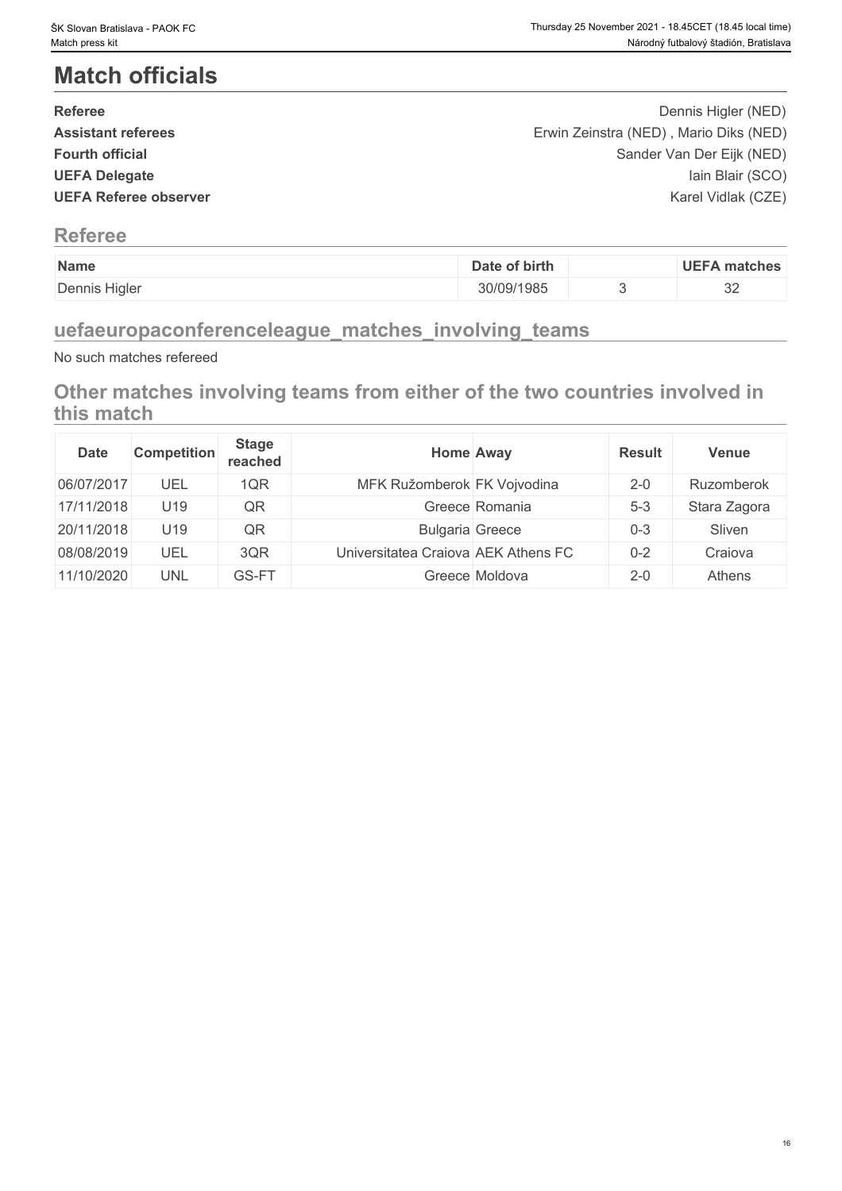# Match officials

| | |
|---|---|
| **Referee** | Dennis Higler (NED) |
| **Assistant referees** | Erwin Zeinstra (NED) , Mario Diks (NED) |
| **Fourth official** | Sander Van Der Eijk (NED) |
| **UEFA Delegate** | Iain Blair (SCO) |
| **UEFA Referee observer** | Karel Vidlak (CZE) |

## Referee

| Name | Date of birth | | UEFA matches |
|---|---|---|---|
| Dennis Higler | 30/09/1985 | 3 | 32 |

## uefaeuropaconferenceleague_matches_involving_teams

No such matches refereed

## Other matches involving teams from either of the two countries involved in this match

| Date | Competition | Stage reached | Home | Away | Result | Venue |
|---|---|---|---|---|---|---|
| 06/07/2017 | UEL | 1QR | MFK Ružomberok | FK Vojvodina | 2-0 | Ruzomberok |
| 17/11/2018 | U19 | QR | Greece | Romania | 5-3 | Stara Zagora |
| 20/11/2018 | U19 | QR | Bulgaria | Greece | 0-3 | Sliven |
| 08/08/2019 | UEL | 3QR | Universitatea Craiova | AEK Athens FC | 0-2 | Craiova |
| 11/10/2020 | UNL | GS-FT | Greece | Moldova | 2-0 | Athens |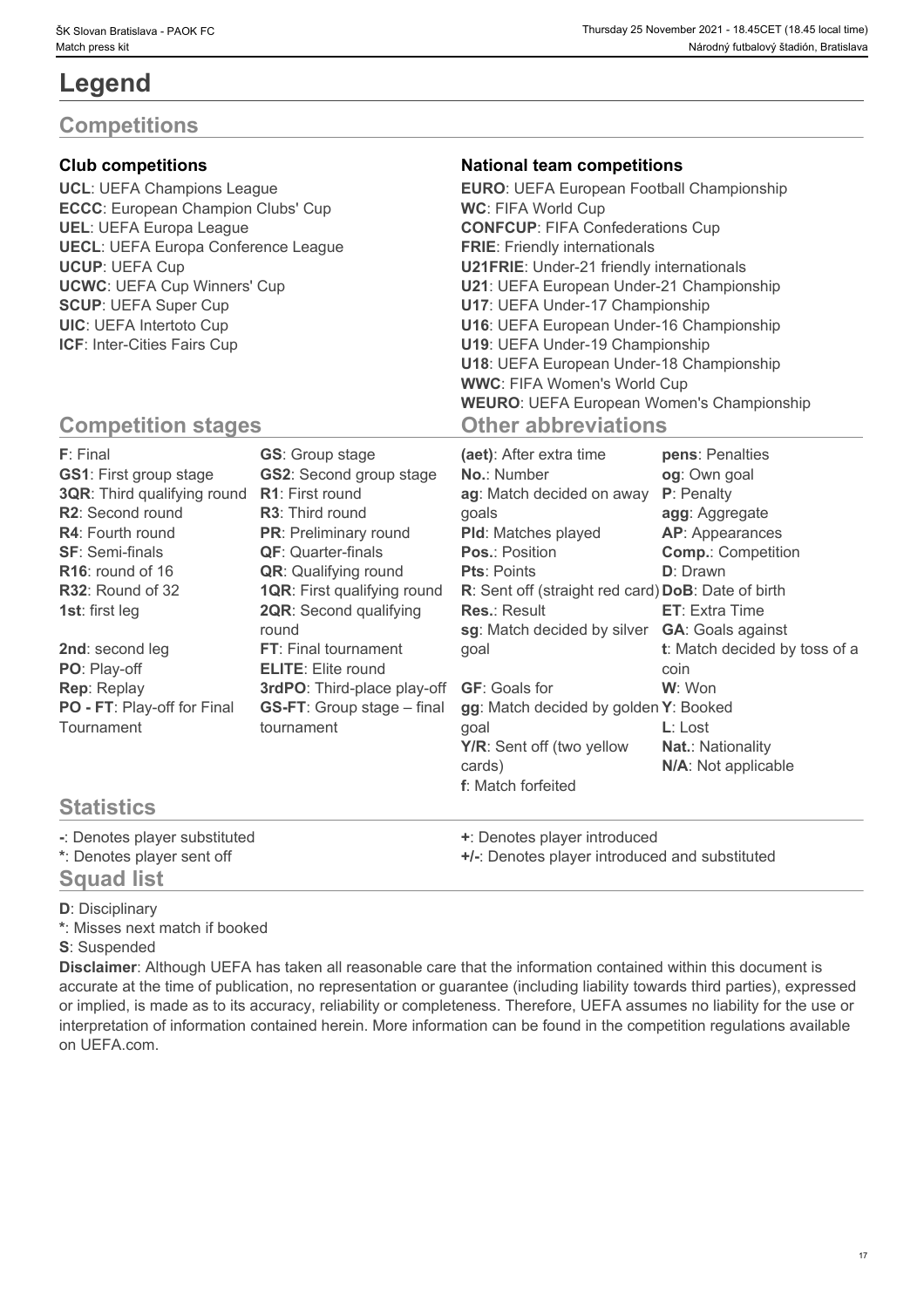# Legend

## Competitions

### Club competitions

**UCL**: UEFA Champions League
**ECCC**: European Champion Clubs' Cup
**UEL**: UEFA Europa League
**UECL**: UEFA Europa Conference League
**UCUP**: UEFA Cup
**UCWC**: UEFA Cup Winners' Cup
**SCUP**: UEFA Super Cup
**UIC**: UEFA Intertoto Cup
**ICF**: Inter-Cities Fairs Cup

### National team competitions

**EURO**: UEFA European Football Championship
**WC**: FIFA World Cup
**CONFCUP**: FIFA Confederations Cup
**FRIE**: Friendly internationals
**U21FRIE**: Under-21 friendly internationals
**U21**: UEFA European Under-21 Championship
**U17**: UEFA Under-17 Championship
**U16**: UEFA European Under-16 Championship
**U19**: UEFA Under-19 Championship
**U18**: UEFA European Under-18 Championship
**WWC**: FIFA Women's World Cup
**WEURO**: UEFA European Women's Championship

## Competition stages

**F**: Final
**GS1**: First group stage
**3QR**: Third qualifying round
**R2**: Second round
**R4**: Fourth round
**SF**: Semi-finals
**R16**: round of 16
**R32**: Round of 32
**1st**: first leg
**2nd**: second leg
**PO**: Play-off
**Rep**: Replay
**PO - FT**: Play-off for Final Tournament
**GS**: Group stage
**GS2**: Second group stage
**R1**: First round
**R3**: Third round
**PR**: Preliminary round
**QF**: Quarter-finals
**QR**: Qualifying round
**1QR**: First qualifying round
**2QR**: Second qualifying round
**FT**: Final tournament
**ELITE**: Elite round
**3rdPO**: Third-place play-off
**GS-FT**: Group stage – final tournament

## Other abbreviations

**(aet)**: After extra time
**No.**: Number
**ag**: Match decided on away goals
**Pld**: Matches played
**Pos.**: Position
**Pts**: Points
**R**: Sent off (straight red card)
**Res.**: Result
**sg**: Match decided by silver goal
**GF**: Goals for
**gg**: Match decided by golden goal
**Y/R**: Sent off (two yellow cards)
**f**: Match forfeited
**pens**: Penalties
**og**: Own goal
**P**: Penalty
**agg**: Aggregate
**AP**: Appearances
**Comp.**: Competition
**D**: Drawn
**DoB**: Date of birth
**ET**: Extra Time
**GA**: Goals against
**t**: Match decided by toss of a coin
**W**: Won
**Y**: Booked
**L**: Lost
**Nat.**: Nationality
**N/A**: Not applicable

## Statistics

**-**: Denotes player substituted
**\***: Denotes player sent off
**+**: Denotes player introduced
**+/-**: Denotes player introduced and substituted

## Squad list

**D**: Disciplinary
**\***: Misses next match if booked
**S**: Suspended

**Disclaimer**: Although UEFA has taken all reasonable care that the information contained within this document is accurate at the time of publication, no representation or guarantee (including liability towards third parties), expressed or implied, is made as to its accuracy, reliability or completeness. Therefore, UEFA assumes no liability for the use or interpretation of information contained herein. More information can be found in the competition regulations available on UEFA.com.